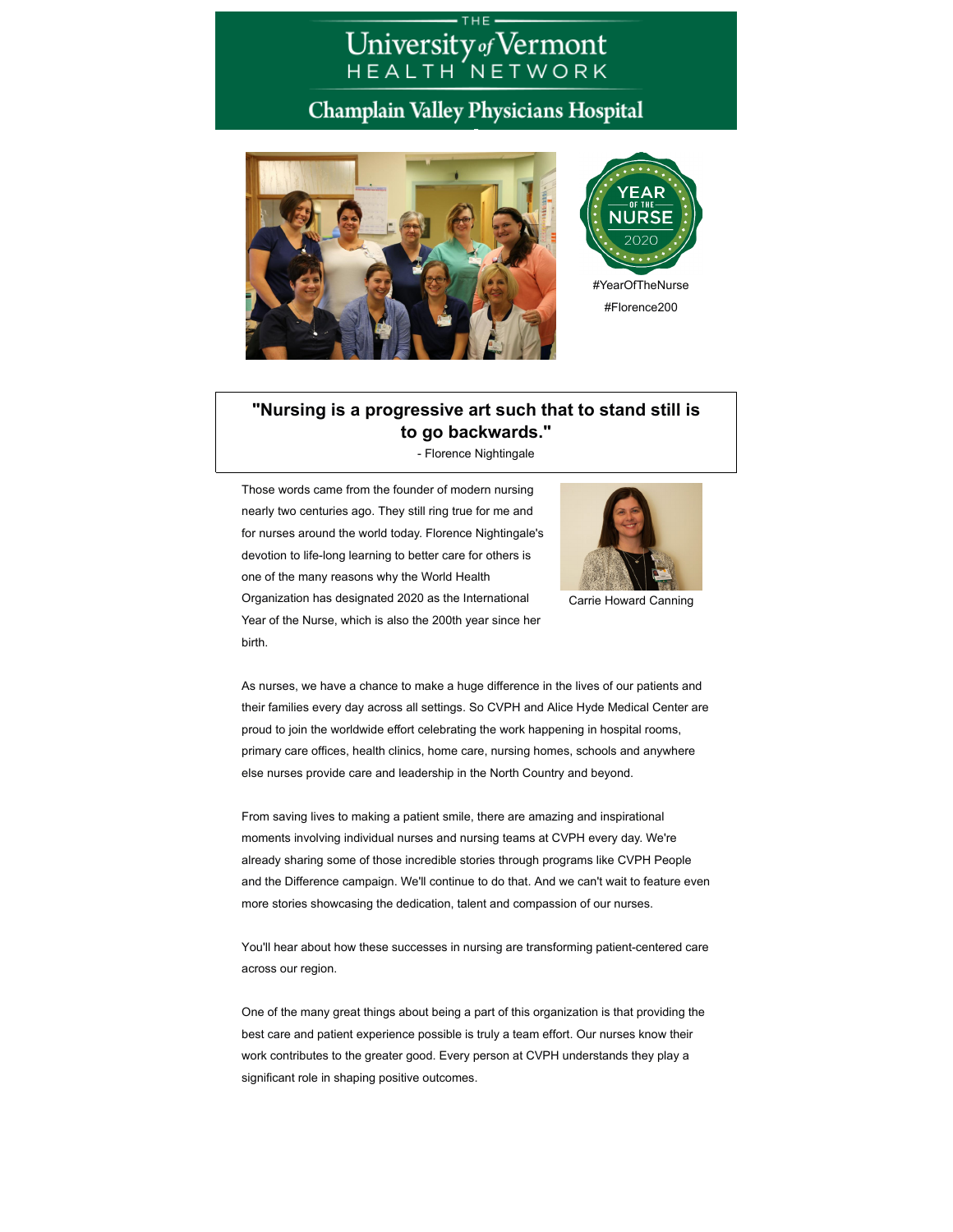THE University of Vermont HEALTH NETWORK

Champlain Valley Physicians Hospital

YEAR OF THE NURSE 2020

#YearOfTheNurse

#Florence200

## "Nursing is a progressive art such that to stand still is to go backwards."

- Florence Nightingale

Those words came from the founder of modern nursing nearly two centuries ago. They still ring true for me and for nurses around the world today. Florence Nightingale's devotion to life-long learning to better care for others is one of the many reasons why the World Health Organization has designated 2020 as the International Year of the Nurse, which is also the 200th year since her birth.

Carrie Howard Canning

As nurses, we have a chance to make a huge difference in the lives of our patients and their families every day across all settings. So CVPH and Alice Hyde Medical Center are proud to join the worldwide effort celebrating the work happening in hospital rooms, primary care offices, health clinics, home care, nursing homes, schools and anywhere else nurses provide care and leadership in the North Country and beyond.

From saving lives to making a patient smile, there are amazing and inspirational moments involving individual nurses and nursing teams at CVPH every day. We're already sharing some of those incredible stories through programs like CVPH People and the Difference campaign. We'll continue to do that. And we can't wait to feature even more stories showcasing the dedication, talent and compassion of our nurses.

You'll hear about how these successes in nursing are transforming patient-centered care across our region.

One of the many great things about being a part of this organization is that providing the best care and patient experience possible is truly a team effort. Our nurses know their work contributes to the greater good. Every person at CVPH understands they play a significant role in shaping positive outcomes.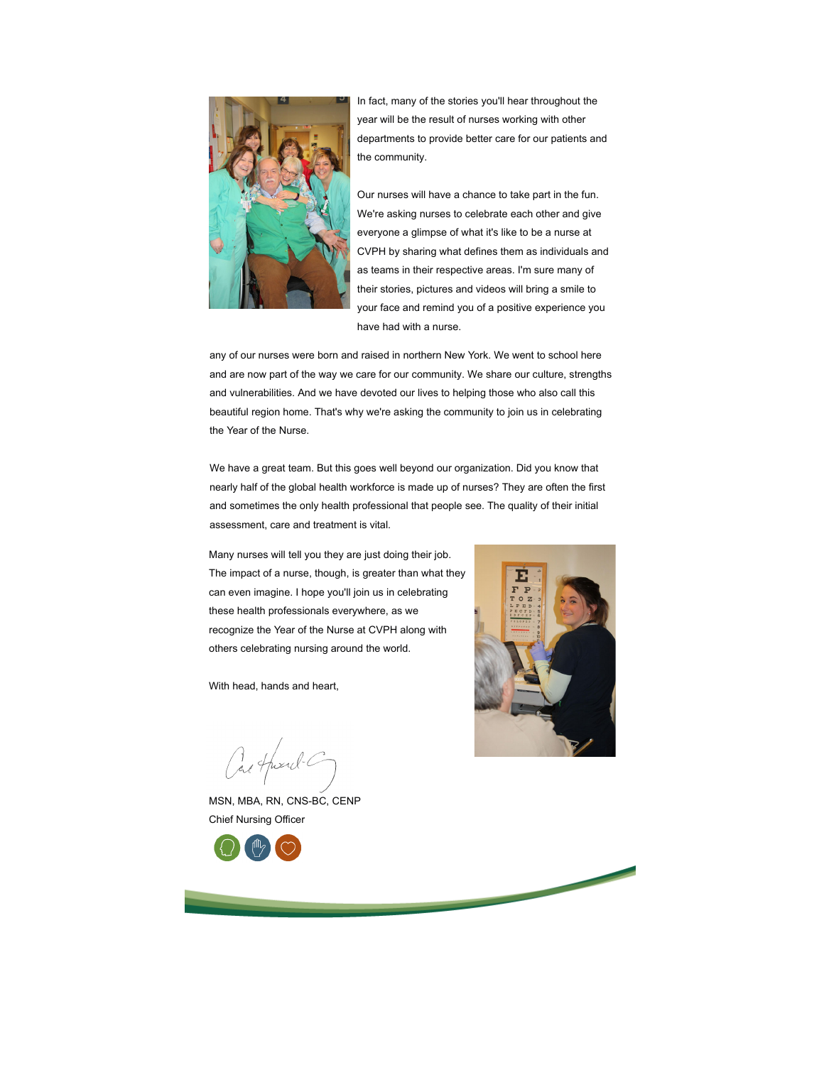In fact, many of the stories you'll hear throughout the year will be the result of nurses working with other departments to provide better care for our patients and the community.

Our nurses will have a chance to take part in the fun. We're asking nurses to celebrate each other and give everyone a glimpse of what it's like to be a nurse at CVPH by sharing what defines them as individuals and as teams in their respective areas. I'm sure many of their stories, pictures and videos will bring a smile to your face and remind you of a positive experience you have had with a nurse.

any of our nurses were born and raised in northern New York. We went to school here and are now part of the way we care for our community. We share our culture, strengths and vulnerabilities. And we have devoted our lives to helping those who also call this beautiful region home. That's why we're asking the community to join us in celebrating the Year of the Nurse.

We have a great team. But this goes well beyond our organization. Did you know that nearly half of the global health workforce is made up of nurses? They are often the first and sometimes the only health professional that people see. The quality of their initial assessment, care and treatment is vital.

Many nurses will tell you they are just doing their job. The impact of a nurse, though, is greater than what they can even imagine. I hope you'll join us in celebrating these health professionals everywhere, as we recognize the Year of the Nurse at CVPH along with others celebrating nursing around the world.

With head, hands and heart,

MSN, MBA, RN, CNS-BC, CENP
Chief Nursing Officer